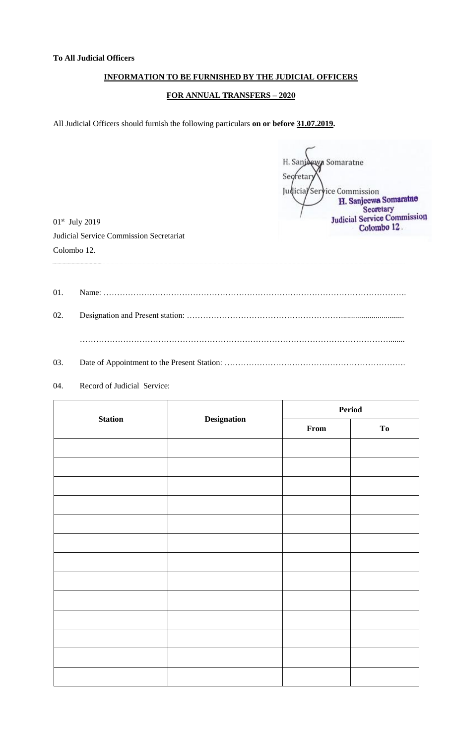**To All Judicial Officers**

**INFORMATION TO BE FURNISHED BY THE JUDICIAL OFFICERS**

**FOR ANNUAL TRANSFERS – 2020**

All Judicial Officers should furnish the following particulars **on or before 31.07.2019.**

H. Sanjeewa Somaratne
Secretary
Judicial Service Commission

H. Sanjeewa Somaratne
Secretary
Judicial Service Commission
Colombo 12.

01st July 2019
Judicial Service Commission Secretariat
Colombo 12.

---

01. Name: ……………………………………………………………………………………………….

02. Designation and Present station: ………………………………………………….............................

……………………………………………………………………………………………………........

03. Date of Appointment to the Present Station: ………………………………………………………….

04. Record of Judicial Service:

| Station | Designation | Period | |
|---|---|---|---|
| | | From | To |
| | | | |
| | | | |
| | | | |
| | | | |
| | | | |
| | | | |
| | | | |
| | | | |
| | | | |
| | | | |
| | | | |
| | | | |
| | | | |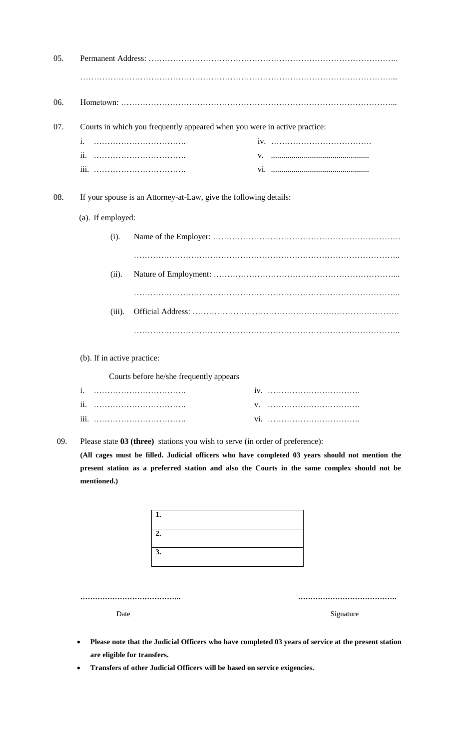05. Permanent Address: ……………………………………………………………………………….

……………………………………………………………………………………………………...

06. Hometown: ………………………………………………………………………………………...

07. Courts in which you frequently appeared when you were in active practice:

| | |
|---|---|
| i. ……………………………. | iv. ………………………………. |
| ii. ……………………………. | v. .............................................. |
| iii. ……………………………. | vi. .............................................. |

08. If your spouse is an Attorney-at-Law, give the following details:

(a). If employed:

(i). Name of the Employer: ……………………………………………………………

…………………………………………………………………………………….

(ii). Nature of Employment: ……………………………………………………………...

…………………………………………………………………………………….

(iii). Official Address: ……………………………………………………………….

…………………………………………………………………………………….

(b). If in active practice:

Courts before he/she frequently appears

| | |
|---|---|
| i. ……………………………. | iv. ……………………………. |
| ii. ……………………………. | v. ……………………………. |
| iii. ……………………………. | vi. ……………………………. |

09. Please state **03 (three)** stations you wish to serve (in order of preference):

**(All cages must be filled. Judicial officers who have completed 03 years should not mention the present station as a preferred station and also the Courts in the same complex should not be mentioned.)**

| |
|---|
| **1.** |
| **2.** |
| **3.** |

**…………………………………..** **………………………………….**

Date Signature

- **Please note that the Judicial Officers who have completed 03 years of service at the present station are eligible for transfers.**
- **Transfers of other Judicial Officers will be based on service exigencies.**